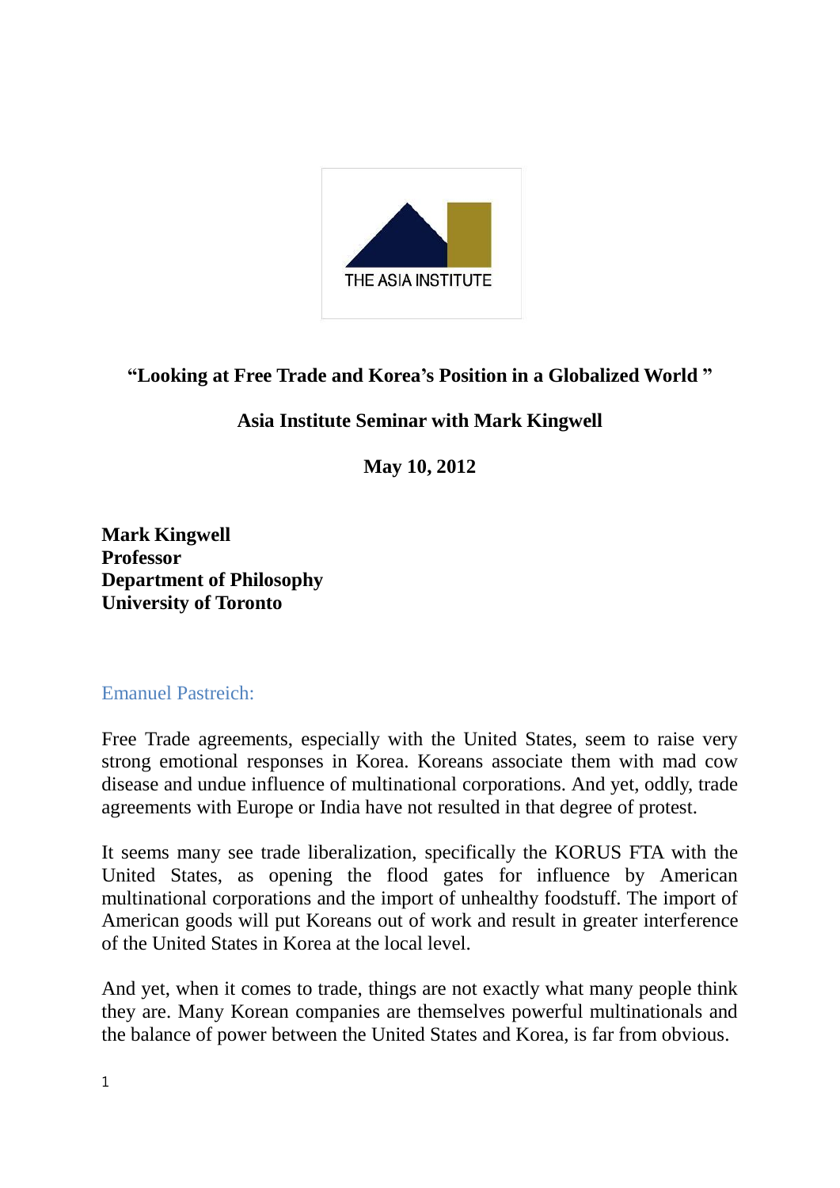THE ASIA INSTITUTE

# "Looking at Free Trade and Korea's Position in a Globalized World "

## Asia Institute Seminar with Mark Kingwell

**May 10, 2012**

**Mark Kingwell**
**Professor**
**Department of Philosophy**
**University of Toronto**

Emanuel Pastreich:

Free Trade agreements, especially with the United States, seem to raise very strong emotional responses in Korea. Koreans associate them with mad cow disease and undue influence of multinational corporations. And yet, oddly, trade agreements with Europe or India have not resulted in that degree of protest.

It seems many see trade liberalization, specifically the KORUS FTA with the United States, as opening the flood gates for influence by American multinational corporations and the import of unhealthy foodstuff. The import of American goods will put Koreans out of work and result in greater interference of the United States in Korea at the local level.

And yet, when it comes to trade, things are not exactly what many people think they are. Many Korean companies are themselves powerful multinationals and the balance of power between the United States and Korea, is far from obvious.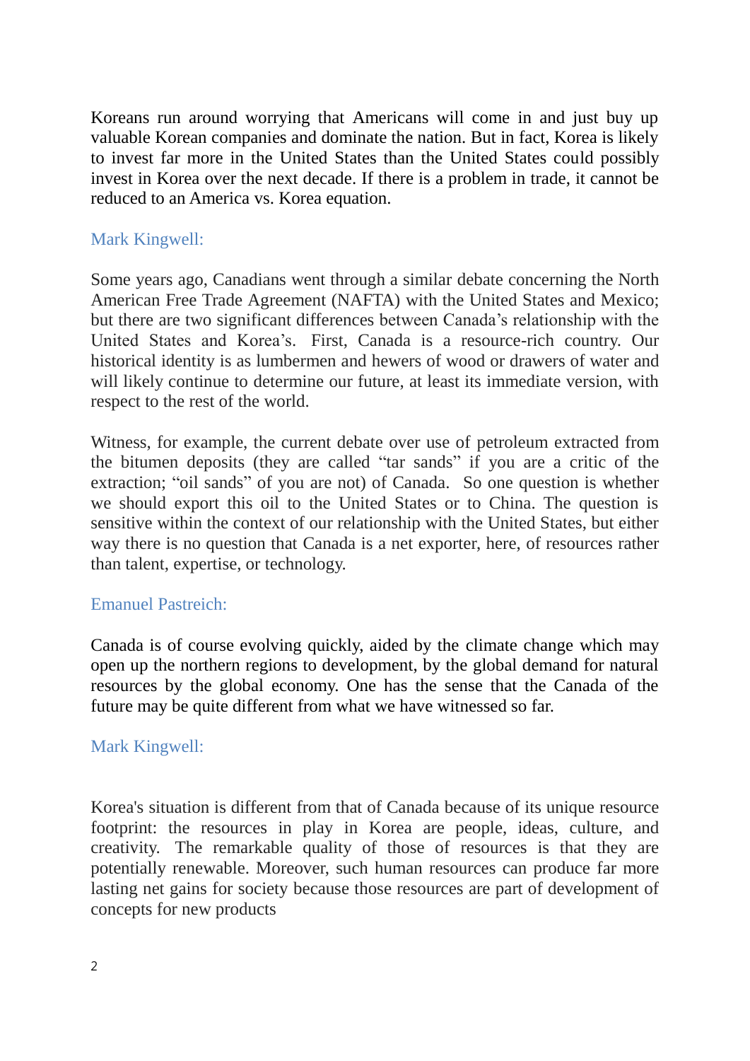Koreans run around worrying that Americans will come in and just buy up valuable Korean companies and dominate the nation. But in fact, Korea is likely to invest far more in the United States than the United States could possibly invest in Korea over the next decade. If there is a problem in trade, it cannot be reduced to an America vs. Korea equation.

Mark Kingwell:

Some years ago, Canadians went through a similar debate concerning the North American Free Trade Agreement (NAFTA) with the United States and Mexico; but there are two significant differences between Canada's relationship with the United States and Korea's. First, Canada is a resource-rich country. Our historical identity is as lumbermen and hewers of wood or drawers of water and will likely continue to determine our future, at least its immediate version, with respect to the rest of the world.

Witness, for example, the current debate over use of petroleum extracted from the bitumen deposits (they are called "tar sands" if you are a critic of the extraction; "oil sands" of you are not) of Canada. So one question is whether we should export this oil to the United States or to China. The question is sensitive within the context of our relationship with the United States, but either way there is no question that Canada is a net exporter, here, of resources rather than talent, expertise, or technology.

Emanuel Pastreich:

Canada is of course evolving quickly, aided by the climate change which may open up the northern regions to development, by the global demand for natural resources by the global economy. One has the sense that the Canada of the future may be quite different from what we have witnessed so far.

Mark Kingwell:

Korea's situation is different from that of Canada because of its unique resource footprint: the resources in play in Korea are people, ideas, culture, and creativity. The remarkable quality of those of resources is that they are potentially renewable. Moreover, such human resources can produce far more lasting net gains for society because those resources are part of development of concepts for new products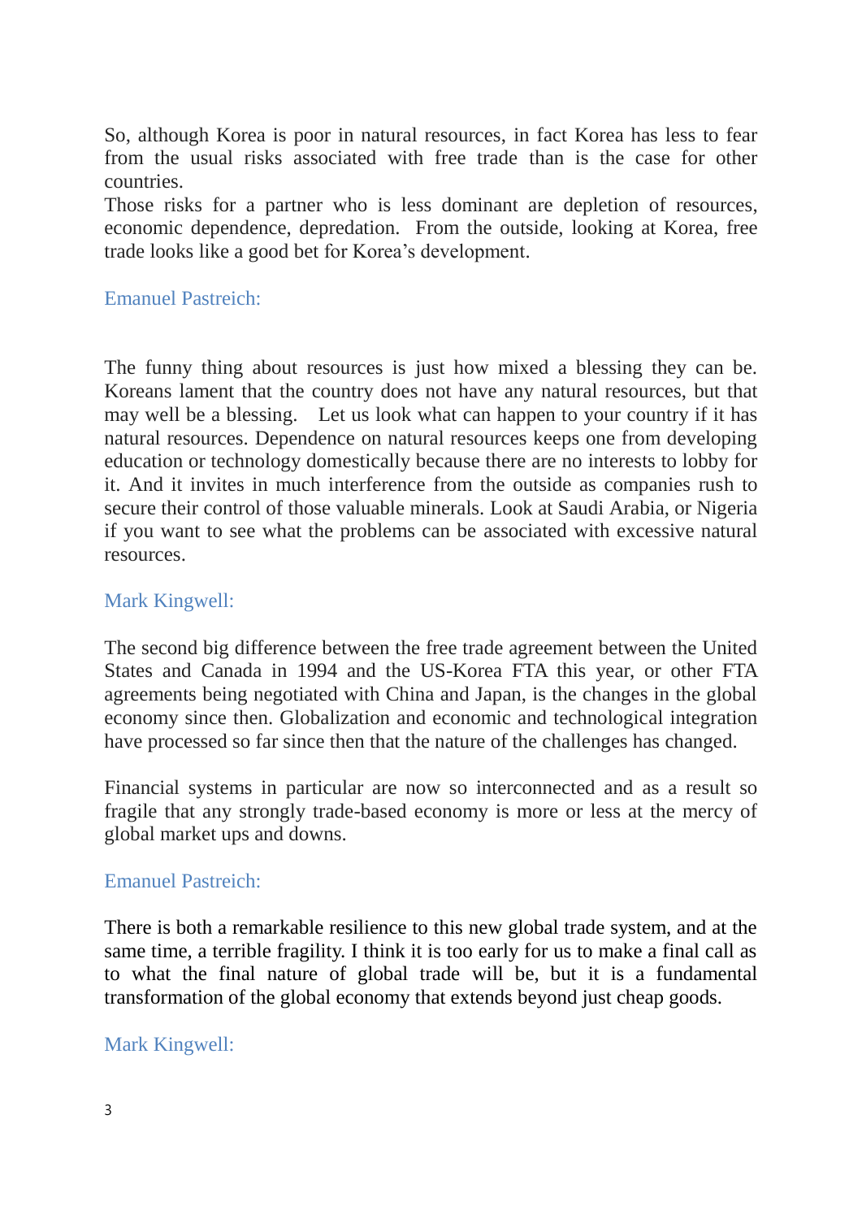So, although Korea is poor in natural resources, in fact Korea has less to fear from the usual risks associated with free trade than is the case for other countries.
Those risks for a partner who is less dominant are depletion of resources, economic dependence, depredation. From the outside, looking at Korea, free trade looks like a good bet for Korea's development.

Emanuel Pastreich:

The funny thing about resources is just how mixed a blessing they can be. Koreans lament that the country does not have any natural resources, but that may well be a blessing. Let us look what can happen to your country if it has natural resources. Dependence on natural resources keeps one from developing education or technology domestically because there are no interests to lobby for it. And it invites in much interference from the outside as companies rush to secure their control of those valuable minerals. Look at Saudi Arabia, or Nigeria if you want to see what the problems can be associated with excessive natural resources.

Mark Kingwell:

The second big difference between the free trade agreement between the United States and Canada in 1994 and the US-Korea FTA this year, or other FTA agreements being negotiated with China and Japan, is the changes in the global economy since then. Globalization and economic and technological integration have processed so far since then that the nature of the challenges has changed.

Financial systems in particular are now so interconnected and as a result so fragile that any strongly trade-based economy is more or less at the mercy of global market ups and downs.

Emanuel Pastreich:

There is both a remarkable resilience to this new global trade system, and at the same time, a terrible fragility. I think it is too early for us to make a final call as to what the final nature of global trade will be, but it is a fundamental transformation of the global economy that extends beyond just cheap goods.

Mark Kingwell: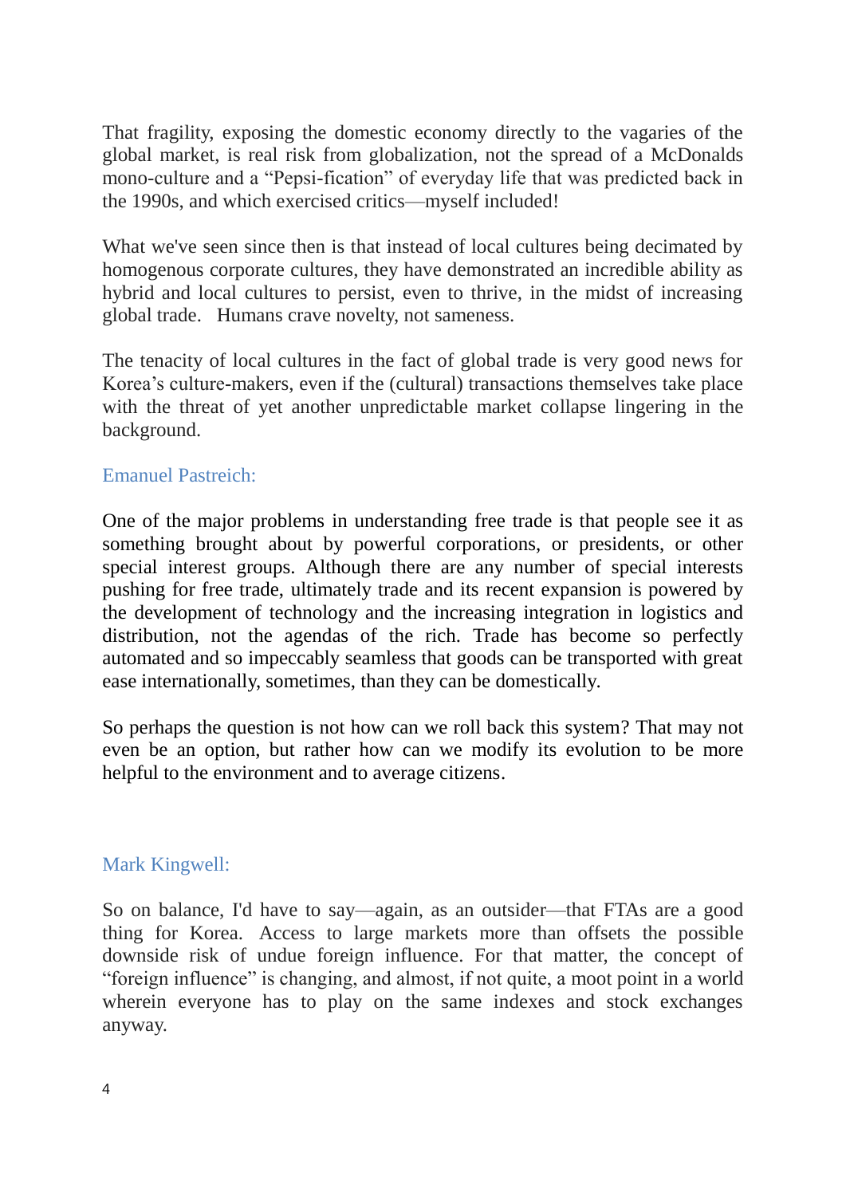That fragility, exposing the domestic economy directly to the vagaries of the global market, is real risk from globalization, not the spread of a McDonalds mono-culture and a "Pepsi-fication" of everyday life that was predicted back in the 1990s, and which exercised critics—myself included!

What we've seen since then is that instead of local cultures being decimated by homogenous corporate cultures, they have demonstrated an incredible ability as hybrid and local cultures to persist, even to thrive, in the midst of increasing global trade. Humans crave novelty, not sameness.

The tenacity of local cultures in the fact of global trade is very good news for Korea's culture-makers, even if the (cultural) transactions themselves take place with the threat of yet another unpredictable market collapse lingering in the background.

Emanuel Pastreich:

One of the major problems in understanding free trade is that people see it as something brought about by powerful corporations, or presidents, or other special interest groups. Although there are any number of special interests pushing for free trade, ultimately trade and its recent expansion is powered by the development of technology and the increasing integration in logistics and distribution, not the agendas of the rich. Trade has become so perfectly automated and so impeccably seamless that goods can be transported with great ease internationally, sometimes, than they can be domestically.

So perhaps the question is not how can we roll back this system? That may not even be an option, but rather how can we modify its evolution to be more helpful to the environment and to average citizens.

Mark Kingwell:

So on balance, I'd have to say—again, as an outsider—that FTAs are a good thing for Korea. Access to large markets more than offsets the possible downside risk of undue foreign influence. For that matter, the concept of "foreign influence" is changing, and almost, if not quite, a moot point in a world wherein everyone has to play on the same indexes and stock exchanges anyway.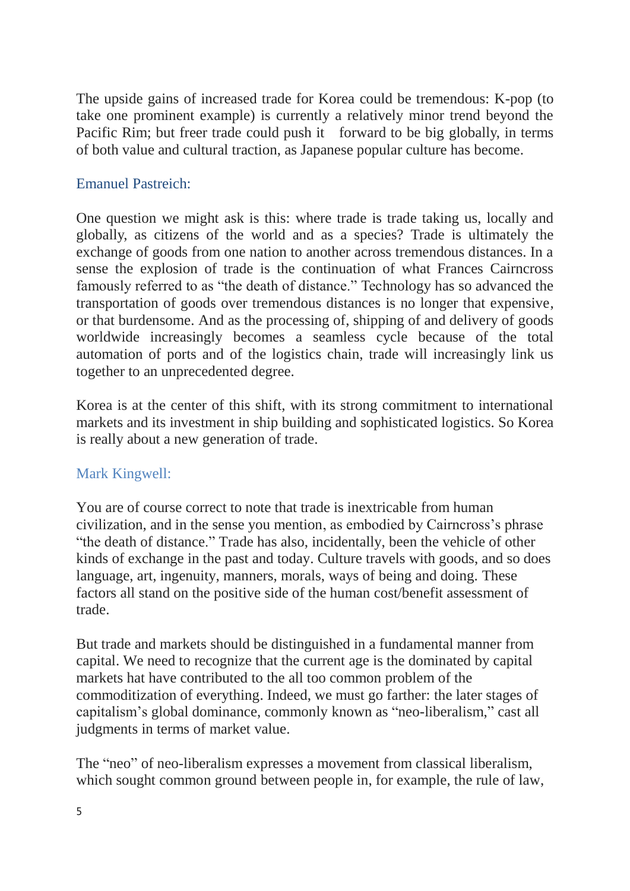The upside gains of increased trade for Korea could be tremendous: K-pop (to take one prominent example) is currently a relatively minor trend beyond the Pacific Rim; but freer trade could push it forward to be big globally, in terms of both value and cultural traction, as Japanese popular culture has become.

Emanuel Pastreich:

One question we might ask is this: where trade is trade taking us, locally and globally, as citizens of the world and as a species? Trade is ultimately the exchange of goods from one nation to another across tremendous distances. In a sense the explosion of trade is the continuation of what Frances Cairncross famously referred to as "the death of distance." Technology has so advanced the transportation of goods over tremendous distances is no longer that expensive, or that burdensome. And as the processing of, shipping of and delivery of goods worldwide increasingly becomes a seamless cycle because of the total automation of ports and of the logistics chain, trade will increasingly link us together to an unprecedented degree.

Korea is at the center of this shift, with its strong commitment to international markets and its investment in ship building and sophisticated logistics. So Korea is really about a new generation of trade.

Mark Kingwell:

You are of course correct to note that trade is inextricable from human civilization, and in the sense you mention, as embodied by Cairncross's phrase "the death of distance." Trade has also, incidentally, been the vehicle of other kinds of exchange in the past and today. Culture travels with goods, and so does language, art, ingenuity, manners, morals, ways of being and doing. These factors all stand on the positive side of the human cost/benefit assessment of trade.

But trade and markets should be distinguished in a fundamental manner from capital. We need to recognize that the current age is the dominated by capital markets hat have contributed to the all too common problem of the commoditization of everything. Indeed, we must go farther: the later stages of capitalism's global dominance, commonly known as "neo-liberalism," cast all judgments in terms of market value.

The "neo" of neo-liberalism expresses a movement from classical liberalism, which sought common ground between people in, for example, the rule of law,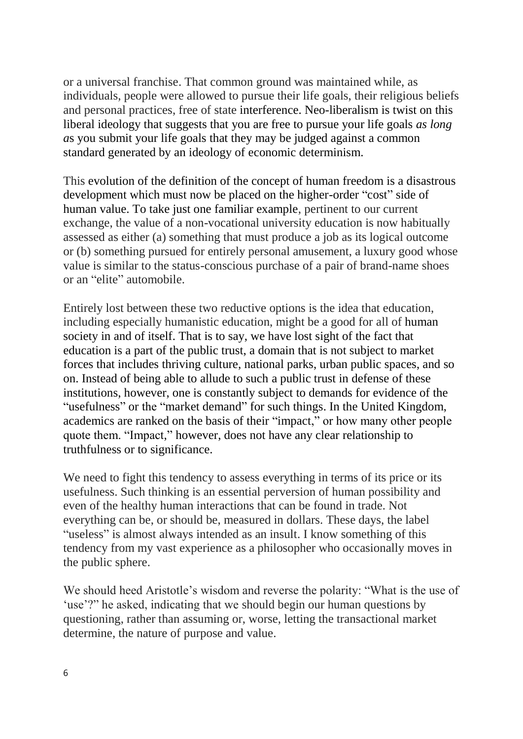or a universal franchise. That common ground was maintained while, as individuals, people were allowed to pursue their life goals, their religious beliefs and personal practices, free of state interference. Neo-liberalism is twist on this liberal ideology that suggests that you are free to pursue your life goals *as long as* you submit your life goals that they may be judged against a common standard generated by an ideology of economic determinism.

This evolution of the definition of the concept of human freedom is a disastrous development which must now be placed on the higher-order "cost" side of human value. To take just one familiar example, pertinent to our current exchange, the value of a non-vocational university education is now habitually assessed as either (a) something that must produce a job as its logical outcome or (b) something pursued for entirely personal amusement, a luxury good whose value is similar to the status-conscious purchase of a pair of brand-name shoes or an "elite" automobile.

Entirely lost between these two reductive options is the idea that education, including especially humanistic education, might be a good for all of human society in and of itself. That is to say, we have lost sight of the fact that education is a part of the public trust, a domain that is not subject to market forces that includes thriving culture, national parks, urban public spaces, and so on. Instead of being able to allude to such a public trust in defense of these institutions, however, one is constantly subject to demands for evidence of the "usefulness" or the "market demand" for such things. In the United Kingdom, academics are ranked on the basis of their "impact," or how many other people quote them. "Impact," however, does not have any clear relationship to truthfulness or to significance.

We need to fight this tendency to assess everything in terms of its price or its usefulness. Such thinking is an essential perversion of human possibility and even of the healthy human interactions that can be found in trade. Not everything can be, or should be, measured in dollars. These days, the label "useless" is almost always intended as an insult. I know something of this tendency from my vast experience as a philosopher who occasionally moves in the public sphere.

We should heed Aristotle's wisdom and reverse the polarity: "What is the use of 'use'?" he asked, indicating that we should begin our human questions by questioning, rather than assuming or, worse, letting the transactional market determine, the nature of purpose and value.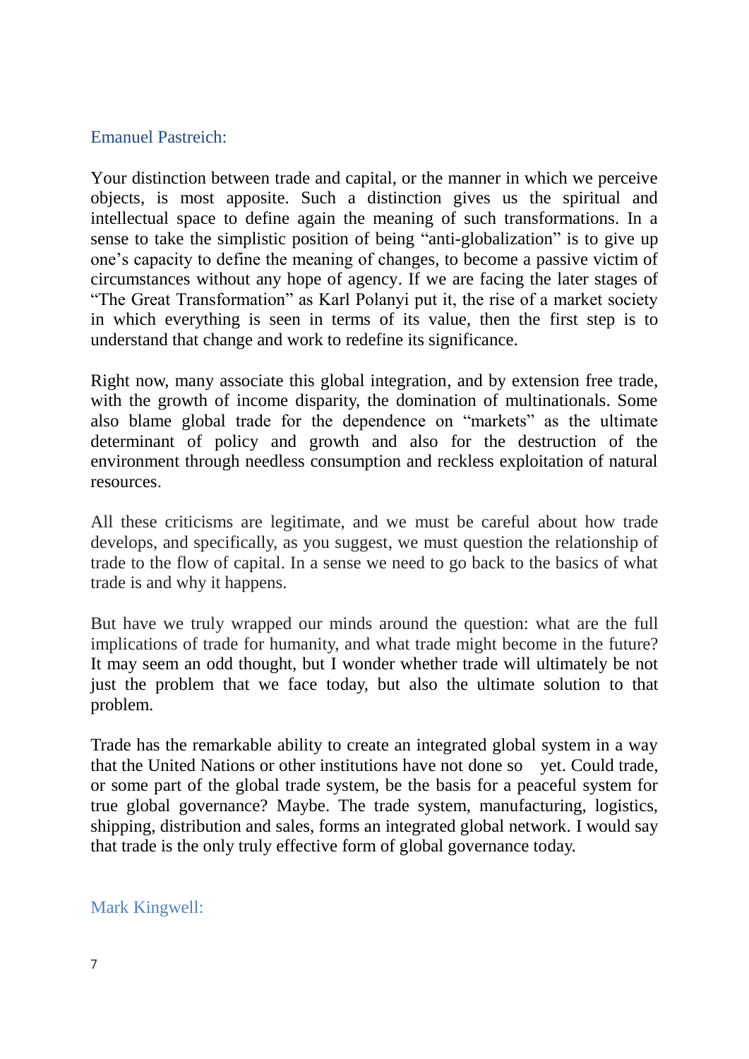Emanuel Pastreich:

Your distinction between trade and capital, or the manner in which we perceive objects, is most apposite. Such a distinction gives us the spiritual and intellectual space to define again the meaning of such transformations. In a sense to take the simplistic position of being "anti-globalization" is to give up one's capacity to define the meaning of changes, to become a passive victim of circumstances without any hope of agency. If we are facing the later stages of "The Great Transformation" as Karl Polanyi put it, the rise of a market society in which everything is seen in terms of its value, then the first step is to understand that change and work to redefine its significance.

Right now, many associate this global integration, and by extension free trade, with the growth of income disparity, the domination of multinationals. Some also blame global trade for the dependence on "markets" as the ultimate determinant of policy and growth and also for the destruction of the environment through needless consumption and reckless exploitation of natural resources.

All these criticisms are legitimate, and we must be careful about how trade develops, and specifically, as you suggest, we must question the relationship of trade to the flow of capital. In a sense we need to go back to the basics of what trade is and why it happens.

But have we truly wrapped our minds around the question: what are the full implications of trade for humanity, and what trade might become in the future? It may seem an odd thought, but I wonder whether trade will ultimately be not just the problem that we face today, but also the ultimate solution to that problem.

Trade has the remarkable ability to create an integrated global system in a way that the United Nations or other institutions have not done so yet. Could trade, or some part of the global trade system, be the basis for a peaceful system for true global governance? Maybe. The trade system, manufacturing, logistics, shipping, distribution and sales, forms an integrated global network. I would say that trade is the only truly effective form of global governance today.

Mark Kingwell: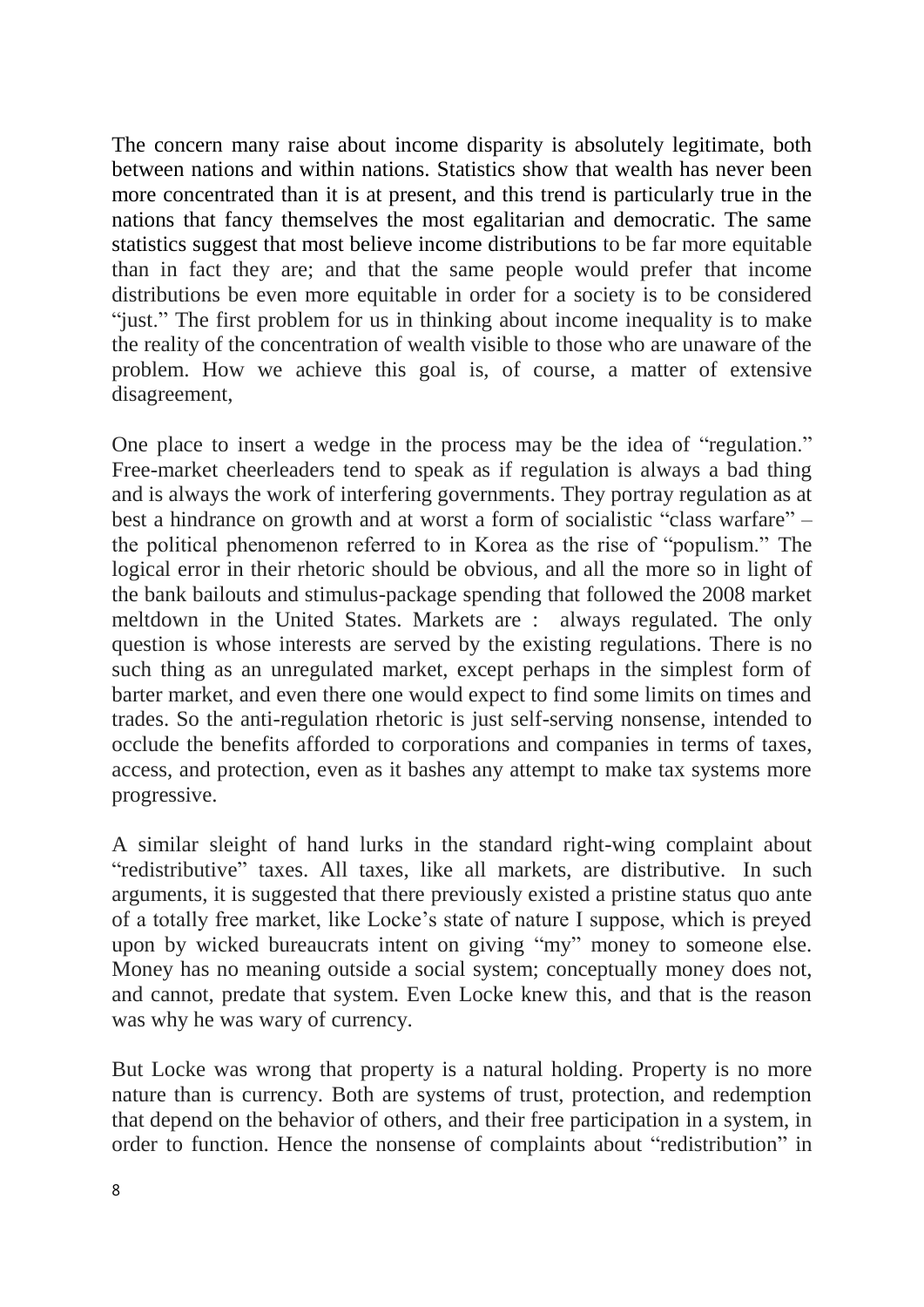The concern many raise about income disparity is absolutely legitimate, both between nations and within nations. Statistics show that wealth has never been more concentrated than it is at present, and this trend is particularly true in the nations that fancy themselves the most egalitarian and democratic. The same statistics suggest that most believe income distributions to be far more equitable than in fact they are; and that the same people would prefer that income distributions be even more equitable in order for a society is to be considered "just." The first problem for us in thinking about income inequality is to make the reality of the concentration of wealth visible to those who are unaware of the problem. How we achieve this goal is, of course, a matter of extensive disagreement,

One place to insert a wedge in the process may be the idea of "regulation." Free-market cheerleaders tend to speak as if regulation is always a bad thing and is always the work of interfering governments. They portray regulation as at best a hindrance on growth and at worst a form of socialistic "class warfare" – the political phenomenon referred to in Korea as the rise of "populism." The logical error in their rhetoric should be obvious, and all the more so in light of the bank bailouts and stimulus-package spending that followed the 2008 market meltdown in the United States. Markets are : always regulated. The only question is whose interests are served by the existing regulations. There is no such thing as an unregulated market, except perhaps in the simplest form of barter market, and even there one would expect to find some limits on times and trades. So the anti-regulation rhetoric is just self-serving nonsense, intended to occlude the benefits afforded to corporations and companies in terms of taxes, access, and protection, even as it bashes any attempt to make tax systems more progressive.

A similar sleight of hand lurks in the standard right-wing complaint about "redistributive" taxes. All taxes, like all markets, are distributive. In such arguments, it is suggested that there previously existed a pristine status quo ante of a totally free market, like Locke's state of nature I suppose, which is preyed upon by wicked bureaucrats intent on giving "my" money to someone else. Money has no meaning outside a social system; conceptually money does not, and cannot, predate that system. Even Locke knew this, and that is the reason was why he was wary of currency.

But Locke was wrong that property is a natural holding. Property is no more nature than is currency. Both are systems of trust, protection, and redemption that depend on the behavior of others, and their free participation in a system, in order to function. Hence the nonsense of complaints about "redistribution" in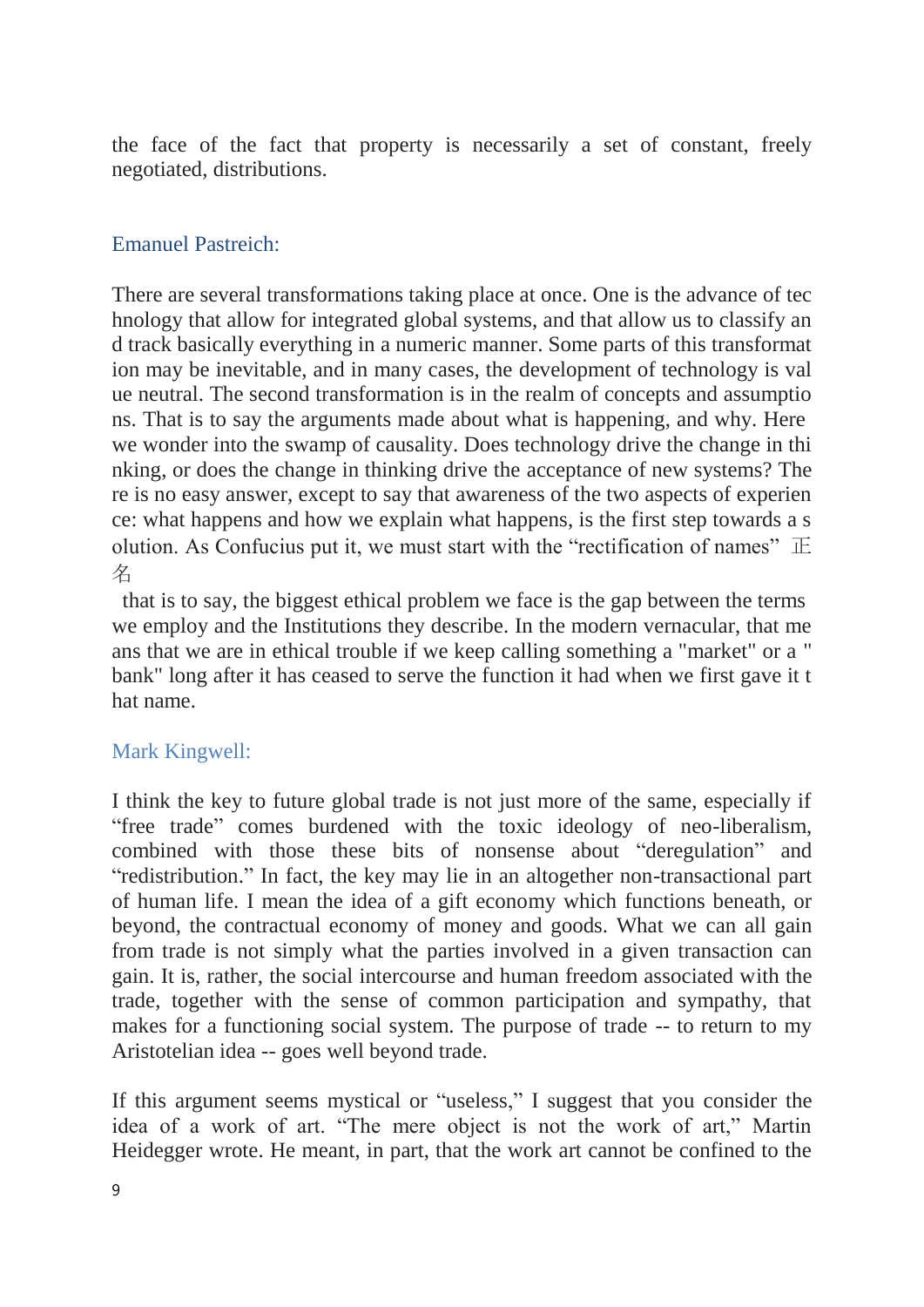the face of the fact that property is necessarily a set of constant, freely negotiated, distributions.

Emanuel Pastreich:

There are several transformations taking place at once. One is the advance of technology that allow for integrated global systems, and that allow us to classify and track basically everything in a numeric manner. Some parts of this transformation may be inevitable, and in many cases, the development of technology is value neutral. The second transformation is in the realm of concepts and assumptions. That is to say the arguments made about what is happening, and why. Here we wonder into the swamp of causality. Does technology drive the change in thinking, or does the change in thinking drive the acceptance of new systems? There is no easy answer, except to say that awareness of the two aspects of experience: what happens and how we explain what happens, is the first step towards a solution. As Confucius put it, we must start with the "rectification of names" 正名

that is to say, the biggest ethical problem we face is the gap between the terms we employ and the Institutions they describe. In the modern vernacular, that means that we are in ethical trouble if we keep calling something a "market" or a "bank" long after it has ceased to serve the function it had when we first gave it that name.

Mark Kingwell:

I think the key to future global trade is not just more of the same, especially if "free trade" comes burdened with the toxic ideology of neo-liberalism, combined with those these bits of nonsense about "deregulation" and "redistribution." In fact, the key may lie in an altogether non-transactional part of human life. I mean the idea of a gift economy which functions beneath, or beyond, the contractual economy of money and goods. What we can all gain from trade is not simply what the parties involved in a given transaction can gain. It is, rather, the social intercourse and human freedom associated with the trade, together with the sense of common participation and sympathy, that makes for a functioning social system. The purpose of trade -- to return to my Aristotelian idea -- goes well beyond trade.

If this argument seems mystical or "useless," I suggest that you consider the idea of a work of art. "The mere object is not the work of art," Martin Heidegger wrote. He meant, in part, that the work art cannot be confined to the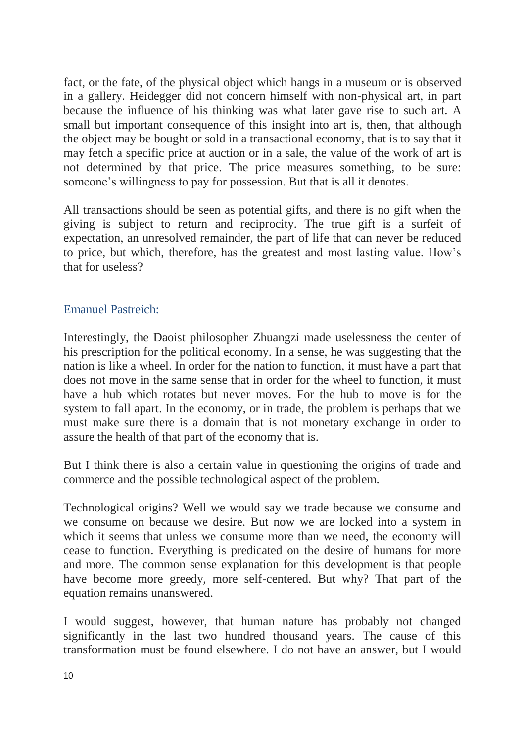fact, or the fate, of the physical object which hangs in a museum or is observed in a gallery. Heidegger did not concern himself with non-physical art, in part because the influence of his thinking was what later gave rise to such art. A small but important consequence of this insight into art is, then, that although the object may be bought or sold in a transactional economy, that is to say that it may fetch a specific price at auction or in a sale, the value of the work of art is not determined by that price. The price measures something, to be sure: someone's willingness to pay for possession. But that is all it denotes.

All transactions should be seen as potential gifts, and there is no gift when the giving is subject to return and reciprocity. The true gift is a surfeit of expectation, an unresolved remainder, the part of life that can never be reduced to price, but which, therefore, has the greatest and most lasting value. How's that for useless?

Emanuel Pastreich:

Interestingly, the Daoist philosopher Zhuangzi made uselessness the center of his prescription for the political economy. In a sense, he was suggesting that the nation is like a wheel. In order for the nation to function, it must have a part that does not move in the same sense that in order for the wheel to function, it must have a hub which rotates but never moves. For the hub to move is for the system to fall apart. In the economy, or in trade, the problem is perhaps that we must make sure there is a domain that is not monetary exchange in order to assure the health of that part of the economy that is.

But I think there is also a certain value in questioning the origins of trade and commerce and the possible technological aspect of the problem.

Technological origins? Well we would say we trade because we consume and we consume on because we desire. But now we are locked into a system in which it seems that unless we consume more than we need, the economy will cease to function. Everything is predicated on the desire of humans for more and more. The common sense explanation for this development is that people have become more greedy, more self-centered. But why? That part of the equation remains unanswered.

I would suggest, however, that human nature has probably not changed significantly in the last two hundred thousand years. The cause of this transformation must be found elsewhere. I do not have an answer, but I would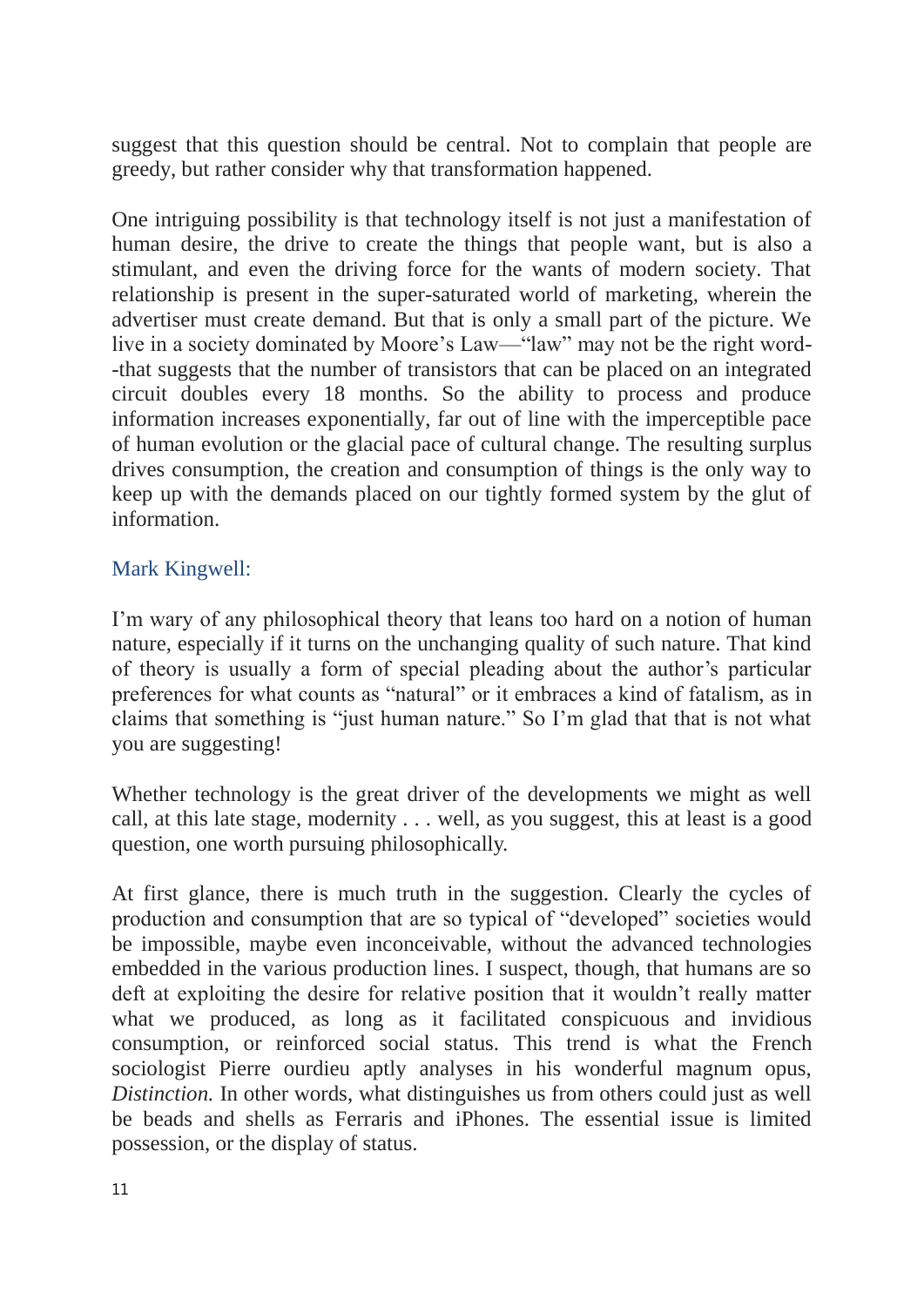suggest that this question should be central. Not to complain that people are greedy, but rather consider why that transformation happened.

One intriguing possibility is that technology itself is not just a manifestation of human desire, the drive to create the things that people want, but is also a stimulant, and even the driving force for the wants of modern society. That relationship is present in the super-saturated world of marketing, wherein the advertiser must create demand. But that is only a small part of the picture. We live in a society dominated by Moore's Law—"law" may not be the right word--that suggests that the number of transistors that can be placed on an integrated circuit doubles every 18 months. So the ability to process and produce information increases exponentially, far out of line with the imperceptible pace of human evolution or the glacial pace of cultural change. The resulting surplus drives consumption, the creation and consumption of things is the only way to keep up with the demands placed on our tightly formed system by the glut of information.

Mark Kingwell:

I'm wary of any philosophical theory that leans too hard on a notion of human nature, especially if it turns on the unchanging quality of such nature. That kind of theory is usually a form of special pleading about the author's particular preferences for what counts as "natural" or it embraces a kind of fatalism, as in claims that something is "just human nature." So I'm glad that that is not what you are suggesting!

Whether technology is the great driver of the developments we might as well call, at this late stage, modernity . . . well, as you suggest, this at least is a good question, one worth pursuing philosophically.

At first glance, there is much truth in the suggestion. Clearly the cycles of production and consumption that are so typical of "developed" societies would be impossible, maybe even inconceivable, without the advanced technologies embedded in the various production lines. I suspect, though, that humans are so deft at exploiting the desire for relative position that it wouldn't really matter what we produced, as long as it facilitated conspicuous and invidious consumption, or reinforced social status. This trend is what the French sociologist Pierre ourdieu aptly analyses in his wonderful magnum opus, *Distinction.* In other words, what distinguishes us from others could just as well be beads and shells as Ferraris and iPhones. The essential issue is limited possession, or the display of status.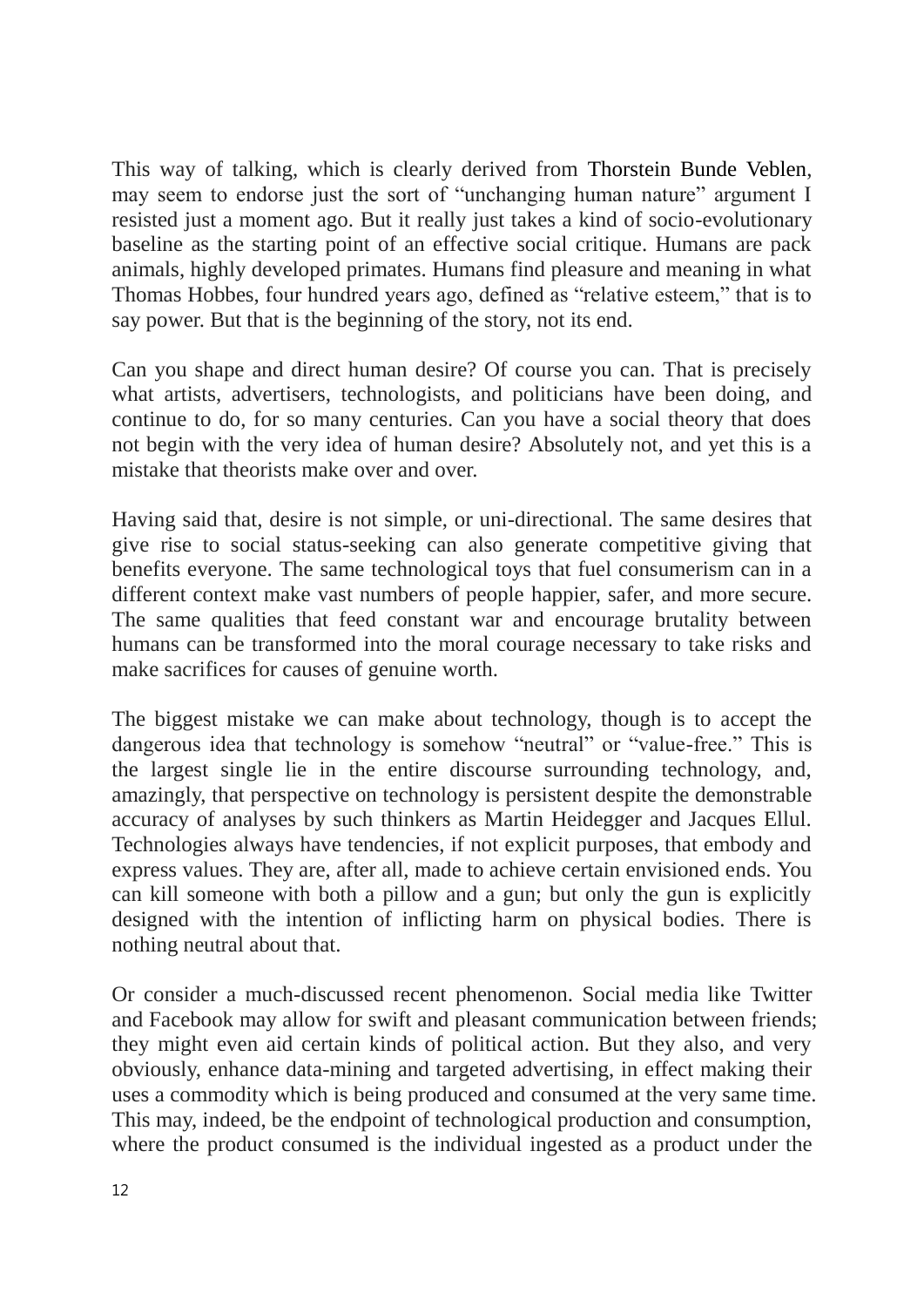This way of talking, which is clearly derived from Thorstein Bunde Veblen, may seem to endorse just the sort of "unchanging human nature" argument I resisted just a moment ago. But it really just takes a kind of socio-evolutionary baseline as the starting point of an effective social critique. Humans are pack animals, highly developed primates. Humans find pleasure and meaning in what Thomas Hobbes, four hundred years ago, defined as "relative esteem," that is to say power. But that is the beginning of the story, not its end.

Can you shape and direct human desire? Of course you can. That is precisely what artists, advertisers, technologists, and politicians have been doing, and continue to do, for so many centuries. Can you have a social theory that does not begin with the very idea of human desire? Absolutely not, and yet this is a mistake that theorists make over and over.

Having said that, desire is not simple, or uni-directional. The same desires that give rise to social status-seeking can also generate competitive giving that benefits everyone. The same technological toys that fuel consumerism can in a different context make vast numbers of people happier, safer, and more secure. The same qualities that feed constant war and encourage brutality between humans can be transformed into the moral courage necessary to take risks and make sacrifices for causes of genuine worth.

The biggest mistake we can make about technology, though is to accept the dangerous idea that technology is somehow "neutral" or "value-free." This is the largest single lie in the entire discourse surrounding technology, and, amazingly, that perspective on technology is persistent despite the demonstrable accuracy of analyses by such thinkers as Martin Heidegger and Jacques Ellul. Technologies always have tendencies, if not explicit purposes, that embody and express values. They are, after all, made to achieve certain envisioned ends. You can kill someone with both a pillow and a gun; but only the gun is explicitly designed with the intention of inflicting harm on physical bodies. There is nothing neutral about that.

Or consider a much-discussed recent phenomenon. Social media like Twitter and Facebook may allow for swift and pleasant communication between friends; they might even aid certain kinds of political action. But they also, and very obviously, enhance data-mining and targeted advertising, in effect making their uses a commodity which is being produced and consumed at the very same time. This may, indeed, be the endpoint of technological production and consumption, where the product consumed is the individual ingested as a product under the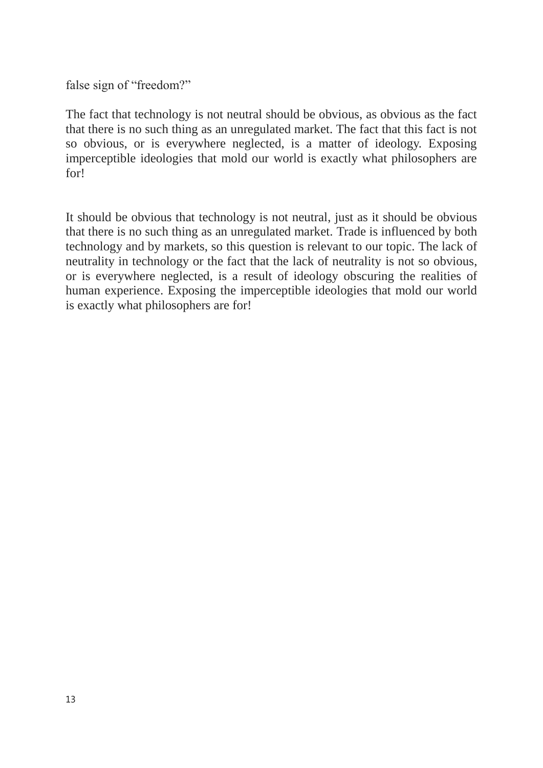false sign of “freedom?”

The fact that technology is not neutral should be obvious, as obvious as the fact that there is no such thing as an unregulated market. The fact that this fact is not so obvious, or is everywhere neglected, is a matter of ideology. Exposing imperceptible ideologies that mold our world is exactly what philosophers are for!

It should be obvious that technology is not neutral, just as it should be obvious that there is no such thing as an unregulated market. Trade is influenced by both technology and by markets, so this question is relevant to our topic. The lack of neutrality in technology or the fact that the lack of neutrality is not so obvious, or is everywhere neglected, is a result of ideology obscuring the realities of human experience. Exposing the imperceptible ideologies that mold our world is exactly what philosophers are for!